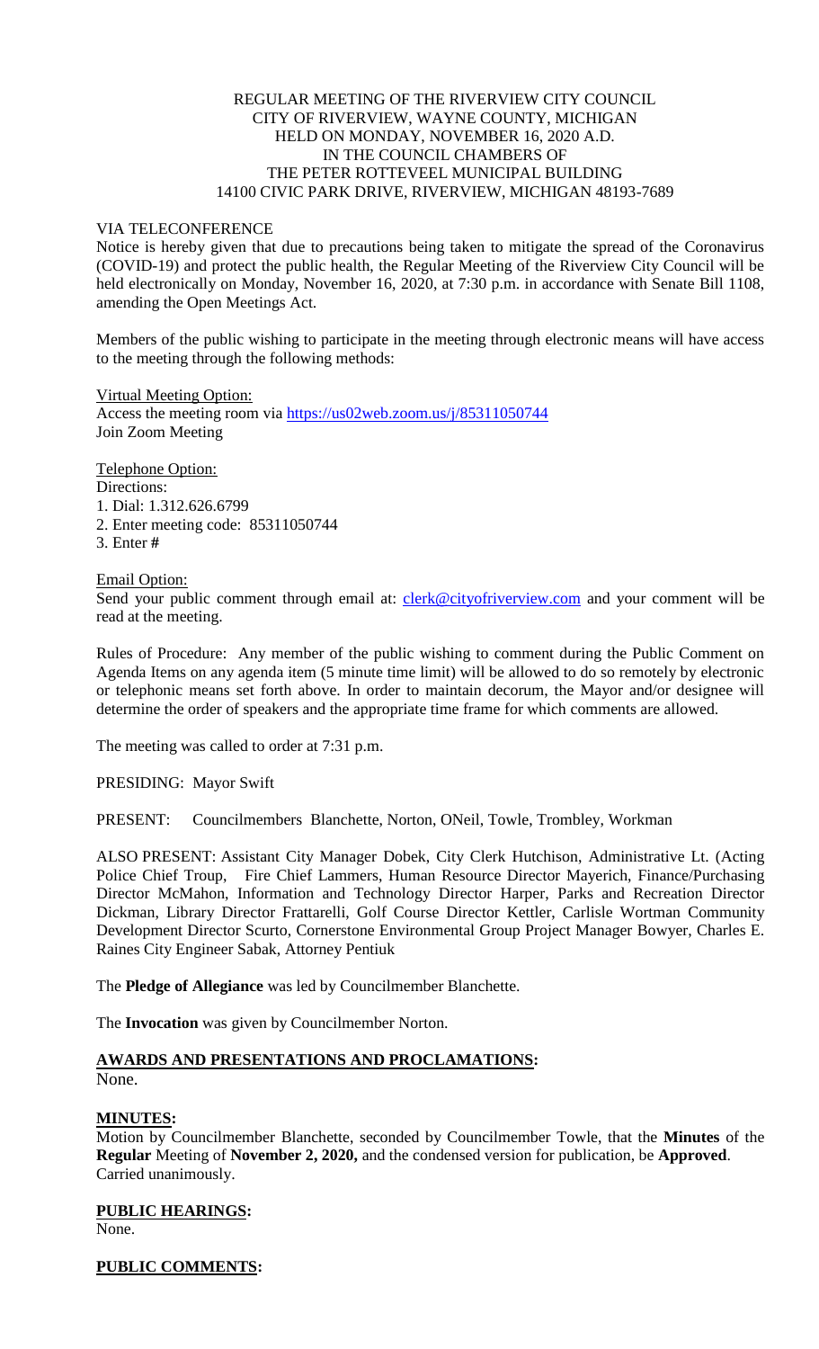REGULAR MEETING OF THE RIVERVIEW CITY COUNCIL
CITY OF RIVERVIEW, WAYNE COUNTY, MICHIGAN
HELD ON MONDAY, NOVEMBER 16, 2020 A.D.
IN THE COUNCIL CHAMBERS OF
THE PETER ROTTEVEEL MUNICIPAL BUILDING
14100 CIVIC PARK DRIVE, RIVERVIEW, MICHIGAN 48193-7689

VIA TELECONFERENCE

Notice is hereby given that due to precautions being taken to mitigate the spread of the Coronavirus (COVID-19) and protect the public health, the Regular Meeting of the Riverview City Council will be held electronically on Monday, November 16, 2020, at 7:30 p.m. in accordance with Senate Bill 1108, amending the Open Meetings Act.

Members of the public wishing to participate in the meeting through electronic means will have access to the meeting through the following methods:

Virtual Meeting Option:
Access the meeting room via https://us02web.zoom.us/j/85311050744
Join Zoom Meeting

Telephone Option:
Directions:
1. Dial: 1.312.626.6799
2. Enter meeting code: 85311050744
3. Enter **#**

Email Option:
Send your public comment through email at: clerk@cityofriverview.com and your comment will be read at the meeting.

Rules of Procedure: Any member of the public wishing to comment during the Public Comment on Agenda Items on any agenda item (5 minute time limit) will be allowed to do so remotely by electronic or telephonic means set forth above. In order to maintain decorum, the Mayor and/or designee will determine the order of speakers and the appropriate time frame for which comments are allowed.

The meeting was called to order at 7:31 p.m.

PRESIDING: Mayor Swift

PRESENT: Councilmembers Blanchette, Norton, ONeil, Towle, Trombley, Workman

ALSO PRESENT: Assistant City Manager Dobek, City Clerk Hutchison, Administrative Lt. (Acting Police Chief Troup, Fire Chief Lammers, Human Resource Director Mayerich, Finance/Purchasing Director McMahon, Information and Technology Director Harper, Parks and Recreation Director Dickman, Library Director Frattarelli, Golf Course Director Kettler, Carlisle Wortman Community Development Director Scurto, Cornerstone Environmental Group Project Manager Bowyer, Charles E. Raines City Engineer Sabak, Attorney Pentiuk

The **Pledge of Allegiance** was led by Councilmember Blanchette.

The **Invocation** was given by Councilmember Norton.

**AWARDS AND PRESENTATIONS AND PROCLAMATIONS:**
None.

**MINUTES:**
Motion by Councilmember Blanchette, seconded by Councilmember Towle, that the **Minutes** of the **Regular** Meeting of **November 2, 2020,** and the condensed version for publication, be **Approved**. Carried unanimously.

**PUBLIC HEARINGS:**
None.

**PUBLIC COMMENTS:**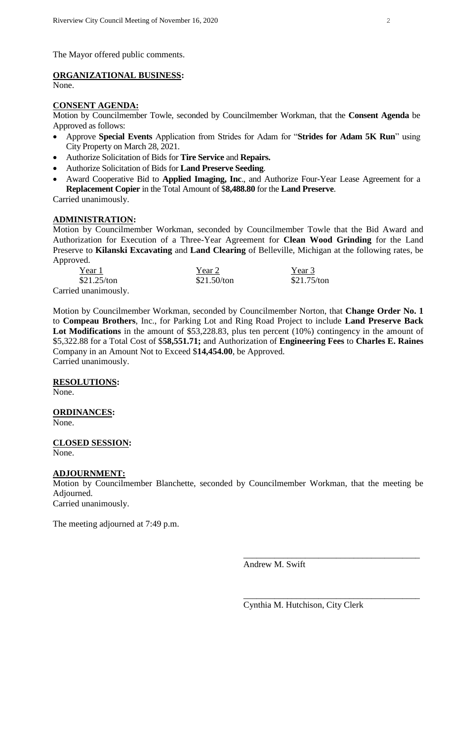The Mayor offered public comments.

**ORGANIZATIONAL BUSINESS:**

None.

**CONSENT AGENDA:**

Motion by Councilmember Towle, seconded by Councilmember Workman, that the **Consent Agenda** be Approved as follows:

- Approve **Special Events** Application from Strides for Adam for "**Strides for Adam 5K Run**" using City Property on March 28, 2021.
- Authorize Solicitation of Bids for **Tire Service** and **Repairs.**
- Authorize Solicitation of Bids for **Land Preserve Seeding**.
- Award Cooperative Bid to **Applied Imaging, Inc**., and Authorize Four-Year Lease Agreement for a **Replacement Copier** in the Total Amount of $**8,488.80** for the **Land Preserve**.

Carried unanimously.

**ADMINISTRATION:**

Motion by Councilmember Workman, seconded by Councilmember Towle that the Bid Award and Authorization for Execution of a Three-Year Agreement for **Clean Wood Grinding** for the Land Preserve to **Kilanski Excavating** and **Land Clearing** of Belleville, Michigan at the following rates, be Approved.

| Year 1 | Year 2 | Year 3 |
|---|---|---|
| $21.25/ton | $21.50/ton | $21.75/ton |

Carried unanimously.

Motion by Councilmember Workman, seconded by Councilmember Norton, that **Change Order No. 1** to **Compeau Brothers**, Inc., for Parking Lot and Ring Road Project to include **Land Preserve Back Lot Modifications** in the amount of $53,228.83, plus ten percent (10%) contingency in the amount of $5,322.88 for a Total Cost of $**58,551.71;** and Authorization of **Engineering Fees** to **Charles E. Raines** Company in an Amount Not to Exceed $**14,454.00**, be Approved.
Carried unanimously.

**RESOLUTIONS:**

None.

**ORDINANCES:**

None.

**CLOSED SESSION:**

None.

**ADJOURNMENT:**

Motion by Councilmember Blanchette, seconded by Councilmember Workman, that the meeting be Adjourned.
Carried unanimously.

The meeting adjourned at 7:49 p.m.

\_\_\_\_\_\_\_\_\_\_\_\_\_\_\_\_\_\_\_\_\_\_\_\_\_\_\_\_\_\_\_\_\_\_\_\_\_\_\_\_

Andrew M. Swift

\_\_\_\_\_\_\_\_\_\_\_\_\_\_\_\_\_\_\_\_\_\_\_\_\_\_\_\_\_\_\_\_\_\_\_\_\_\_\_\_

Cynthia M. Hutchison, City Clerk